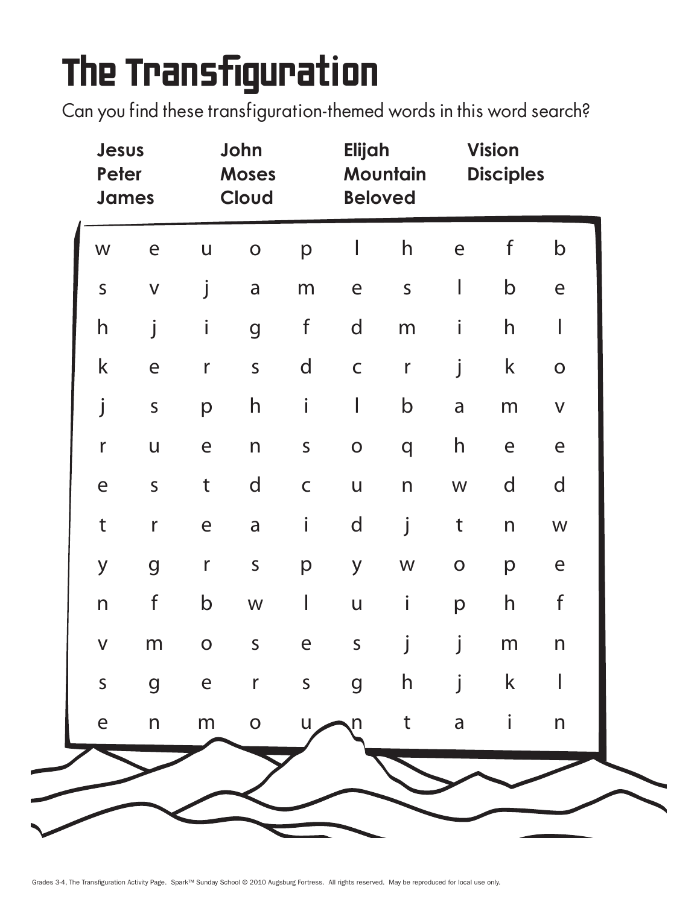# The Transfiguration

Can you find these transfiguration-themed words in this word search?

| | | | |
|---|---|---|---|
| **Jesus** | **John** | **Elijah** | **Vision** |
| **Peter** | **Moses** | **Mountain** | **Disciples** |
| **James** | **Cloud** | **Beloved** | |

| | | | | | | | | | |
|---|---|---|---|---|---|---|---|---|---|
| w | e | u | o | p | l | h | e | f | b |
| s | v | j | a | m | e | s | l | b | e |
| h | j | i | g | f | d | m | i | h | l |
| k | e | r | s | d | c | r | j | k | o |
| j | s | p | h | i | l | b | a | m | v |
| r | u | e | n | s | o | q | h | e | e |
| e | s | t | d | c | u | n | w | d | d |
| t | r | e | a | i | d | j | t | n | w |
| y | g | r | s | p | y | w | o | p | e |
| n | f | b | w | l | u | i | p | h | f |
| v | m | o | s | e | s | j | j | m | n |
| s | g | e | r | s | g | h | j | k | l |
| e | n | m | o | u | n | t | a | i | n |

Grades 3-4, The Transfiguration Activity Page. Spark™ Sunday School © 2010 Augsburg Fortress. All rights reserved. May be reproduced for local use only.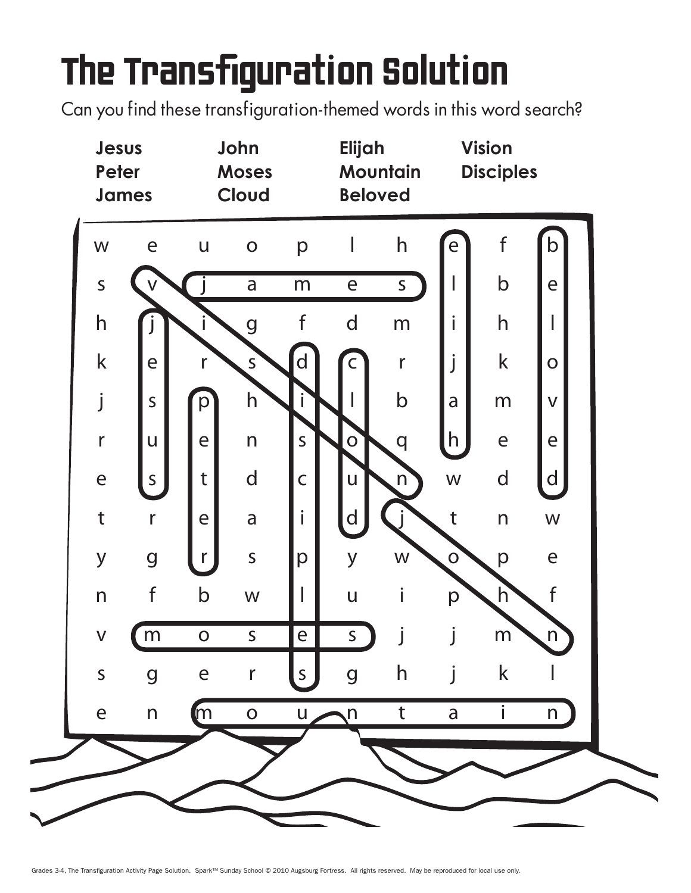# The Transfiguration Solution

Can you find these transfiguration-themed words in this word search?

| | | | |
|---|---|---|---|
| **Jesus** | **John** | **Elijah** | **Vision** |
| **Peter** | **Moses** | **Mountain** | **Disciples** |
| **James** | **Cloud** | **Beloved** | |

| | | | | | | | | | |
|---|---|---|---|---|---|---|---|---|---|
| w | e | u | o | p | l | h | e | f | b |
| s | v | j | a | m | e | s | l | b | e |
| h | j | i | g | f | d | m | i | h | l |
| k | e | r | s | d | c | r | j | k | o |
| j | s | p | h | i | l | b | a | m | v |
| r | u | e | n | s | o | q | h | e | e |
| e | s | t | d | c | u | n | w | d | d |
| t | r | e | a | i | d | j | t | n | w |
| y | g | r | s | p | y | w | o | p | e |
| n | f | b | w | l | u | i | p | h | f |
| v | m | o | s | e | s | j | j | m | n |
| s | g | e | r | s | g | h | j | k | l |
| e | n | m | o | u | n | t | a | i | n |

Grades 3-4, The Transfiguration Activity Page Solution. Spark™ Sunday School © 2010 Augsburg Fortress. All rights reserved. May be reproduced for local use only.